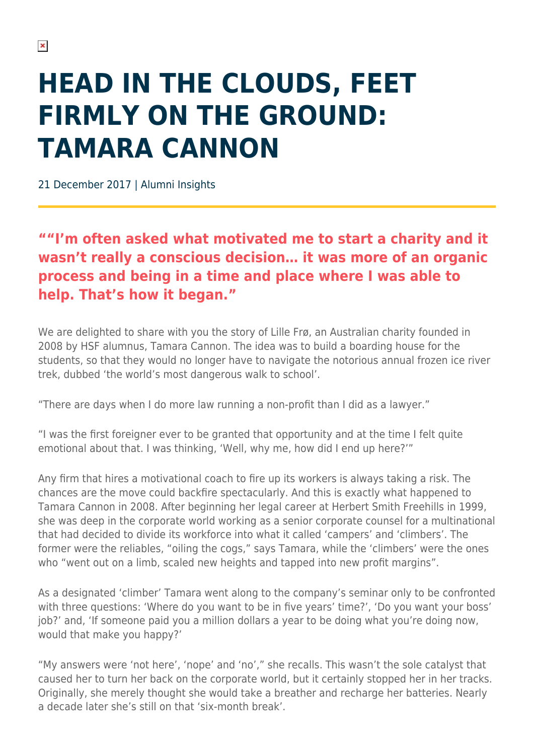# HEAD IN THE CLOUDS, FEET FIRMLY ON THE GROUND: TAMARA CANNON

21 December 2017 | Alumni Insights

## ""I'm often asked what motivated me to start a charity and it wasn't really a conscious decision… it was more of an organic process and being in a time and place where I was able to help. That's how it began."

We are delighted to share with you the story of Lille Frø, an Australian charity founded in 2008 by HSF alumnus, Tamara Cannon. The idea was to build a boarding house for the students, so that they would no longer have to navigate the notorious annual frozen ice river trek, dubbed 'the world's most dangerous walk to school'.

"There are days when I do more law running a non-profit than I did as a lawyer."

"I was the first foreigner ever to be granted that opportunity and at the time I felt quite emotional about that. I was thinking, 'Well, why me, how did I end up here?'"

Any firm that hires a motivational coach to fire up its workers is always taking a risk. The chances are the move could backfire spectacularly. And this is exactly what happened to Tamara Cannon in 2008. After beginning her legal career at Herbert Smith Freehills in 1999, she was deep in the corporate world working as a senior corporate counsel for a multinational that had decided to divide its workforce into what it called 'campers' and 'climbers'. The former were the reliables, "oiling the cogs," says Tamara, while the 'climbers' were the ones who "went out on a limb, scaled new heights and tapped into new profit margins".

As a designated 'climber' Tamara went along to the company's seminar only to be confronted with three questions: 'Where do you want to be in five years' time?', 'Do you want your boss' job?' and, 'If someone paid you a million dollars a year to be doing what you're doing now, would that make you happy?'

"My answers were 'not here', 'nope' and 'no'," she recalls. This wasn't the sole catalyst that caused her to turn her back on the corporate world, but it certainly stopped her in her tracks. Originally, she merely thought she would take a breather and recharge her batteries. Nearly a decade later she's still on that 'six-month break'.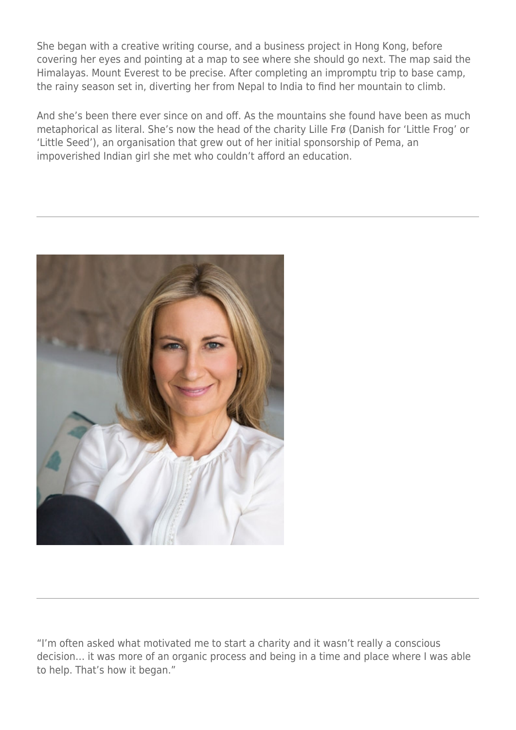She began with a creative writing course, and a business project in Hong Kong, before covering her eyes and pointing at a map to see where she should go next. The map said the Himalayas. Mount Everest to be precise. After completing an impromptu trip to base camp, the rainy season set in, diverting her from Nepal to India to find her mountain to climb.

And she's been there ever since on and off. As the mountains she found have been as much metaphorical as literal. She's now the head of the charity Lille Frø (Danish for 'Little Frog' or 'Little Seed'), an organisation that grew out of her initial sponsorship of Pema, an impoverished Indian girl she met who couldn't afford an education.

---

---

"I'm often asked what motivated me to start a charity and it wasn't really a conscious decision… it was more of an organic process and being in a time and place where I was able to help. That's how it began."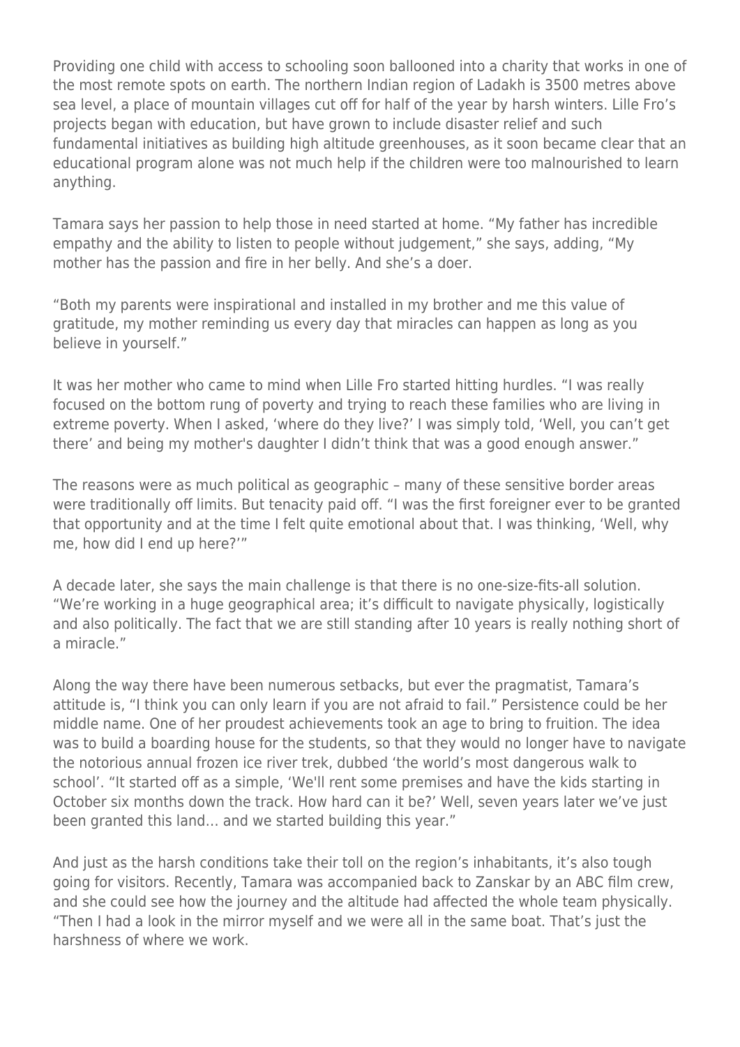Providing one child with access to schooling soon ballooned into a charity that works in one of the most remote spots on earth. The northern Indian region of Ladakh is 3500 metres above sea level, a place of mountain villages cut off for half of the year by harsh winters. Lille Fro's projects began with education, but have grown to include disaster relief and such fundamental initiatives as building high altitude greenhouses, as it soon became clear that an educational program alone was not much help if the children were too malnourished to learn anything.

Tamara says her passion to help those in need started at home. "My father has incredible empathy and the ability to listen to people without judgement," she says, adding, "My mother has the passion and fire in her belly. And she's a doer.

"Both my parents were inspirational and installed in my brother and me this value of gratitude, my mother reminding us every day that miracles can happen as long as you believe in yourself."

It was her mother who came to mind when Lille Fro started hitting hurdles. "I was really focused on the bottom rung of poverty and trying to reach these families who are living in extreme poverty. When I asked, 'where do they live?' I was simply told, 'Well, you can't get there' and being my mother's daughter I didn't think that was a good enough answer."

The reasons were as much political as geographic – many of these sensitive border areas were traditionally off limits. But tenacity paid off. "I was the first foreigner ever to be granted that opportunity and at the time I felt quite emotional about that. I was thinking, 'Well, why me, how did I end up here?'"

A decade later, she says the main challenge is that there is no one-size-fits-all solution. "We're working in a huge geographical area; it's difficult to navigate physically, logistically and also politically. The fact that we are still standing after 10 years is really nothing short of a miracle."

Along the way there have been numerous setbacks, but ever the pragmatist, Tamara's attitude is, "I think you can only learn if you are not afraid to fail." Persistence could be her middle name. One of her proudest achievements took an age to bring to fruition. The idea was to build a boarding house for the students, so that they would no longer have to navigate the notorious annual frozen ice river trek, dubbed 'the world's most dangerous walk to school'. "It started off as a simple, 'We'll rent some premises and have the kids starting in October six months down the track. How hard can it be?' Well, seven years later we've just been granted this land… and we started building this year."

And just as the harsh conditions take their toll on the region's inhabitants, it's also tough going for visitors. Recently, Tamara was accompanied back to Zanskar by an ABC film crew, and she could see how the journey and the altitude had affected the whole team physically. "Then I had a look in the mirror myself and we were all in the same boat. That's just the harshness of where we work.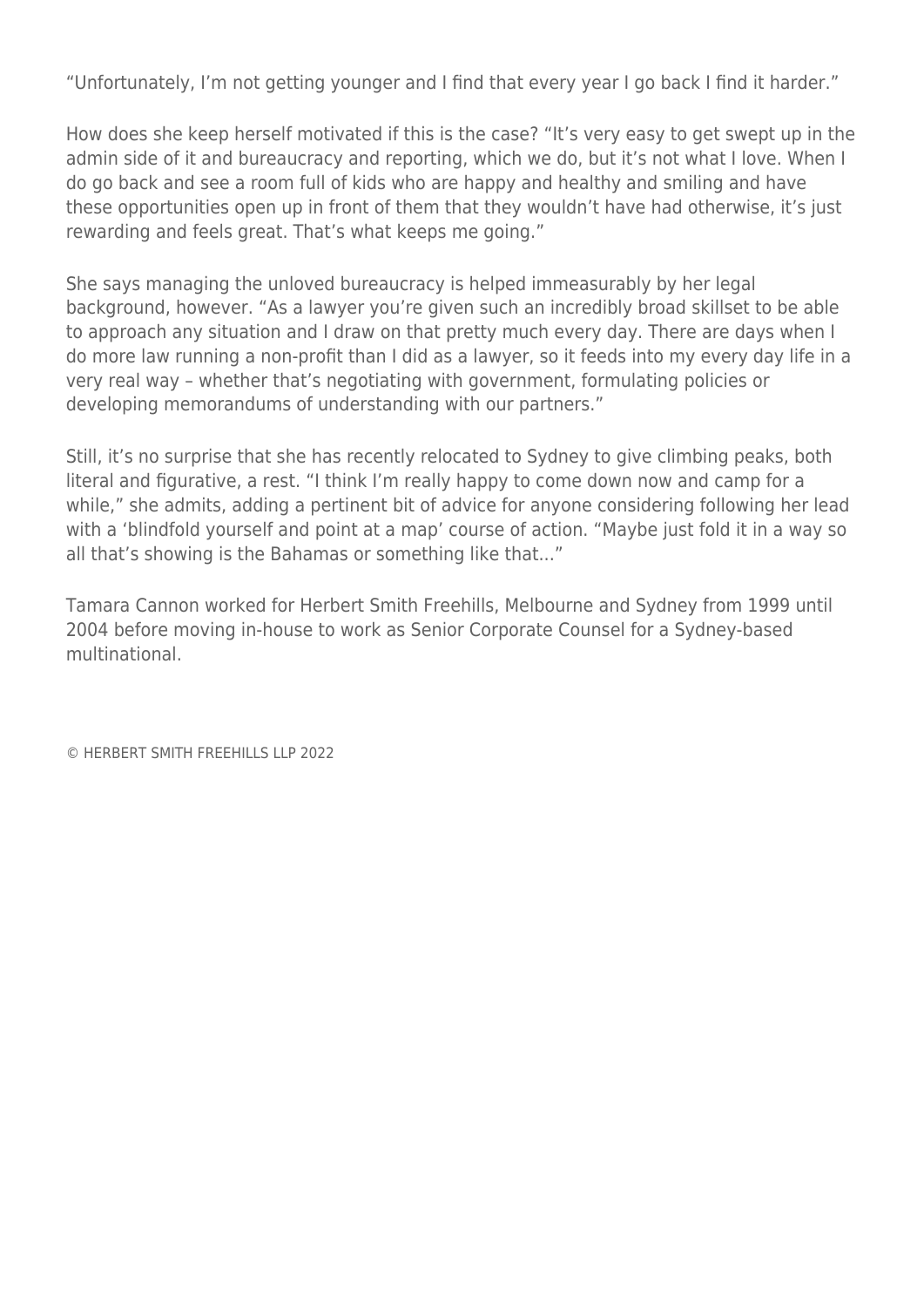"Unfortunately, I'm not getting younger and I find that every year I go back I find it harder."

How does she keep herself motivated if this is the case? "It's very easy to get swept up in the admin side of it and bureaucracy and reporting, which we do, but it's not what I love. When I do go back and see a room full of kids who are happy and healthy and smiling and have these opportunities open up in front of them that they wouldn't have had otherwise, it's just rewarding and feels great. That's what keeps me going."

She says managing the unloved bureaucracy is helped immeasurably by her legal background, however. "As a lawyer you're given such an incredibly broad skillset to be able to approach any situation and I draw on that pretty much every day. There are days when I do more law running a non-profit than I did as a lawyer, so it feeds into my every day life in a very real way – whether that's negotiating with government, formulating policies or developing memorandums of understanding with our partners."

Still, it's no surprise that she has recently relocated to Sydney to give climbing peaks, both literal and figurative, a rest. "I think I'm really happy to come down now and camp for a while," she admits, adding a pertinent bit of advice for anyone considering following her lead with a 'blindfold yourself and point at a map' course of action. "Maybe just fold it in a way so all that's showing is the Bahamas or something like that..."

Tamara Cannon worked for Herbert Smith Freehills, Melbourne and Sydney from 1999 until 2004 before moving in-house to work as Senior Corporate Counsel for a Sydney-based multinational.

© HERBERT SMITH FREEHILLS LLP 2022